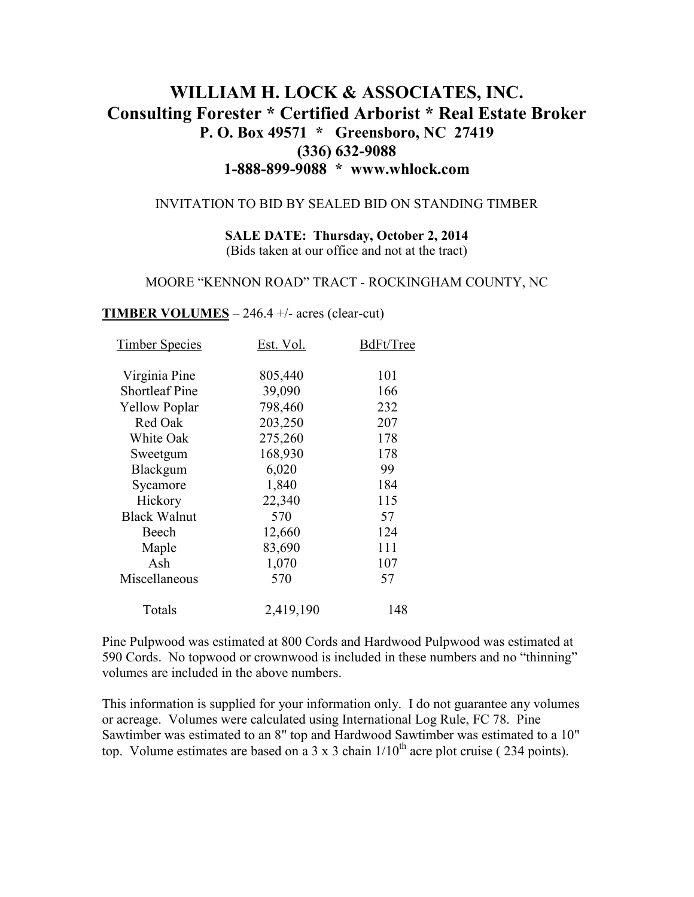# WILLIAM H. LOCK & ASSOCIATES, INC.

## Consulting Forester * Certified Arborist * Real Estate Broker

**P. O. Box 49571 * Greensboro, NC 27419**

**(336) 632-9088**

**1-888-899-9088 * www.whlock.com**

INVITATION TO BID BY SEALED BID ON STANDING TIMBER

**SALE DATE: Thursday, October 2, 2014**
(Bids taken at our office and not at the tract)

MOORE "KENNON ROAD" TRACT - ROCKINGHAM COUNTY, NC

**TIMBER VOLUMES** – 246.4 +/- acres (clear-cut)

| Timber Species | Est. Vol. | BdFt/Tree |
|---|---|---|
| Virginia Pine | 805,440 | 101 |
| Shortleaf Pine | 39,090 | 166 |
| Yellow Poplar | 798,460 | 232 |
| Red Oak | 203,250 | 207 |
| White Oak | 275,260 | 178 |
| Sweetgum | 168,930 | 178 |
| Blackgum | 6,020 | 99 |
| Sycamore | 1,840 | 184 |
| Hickory | 22,340 | 115 |
| Black Walnut | 570 | 57 |
| Beech | 12,660 | 124 |
| Maple | 83,690 | 111 |
| Ash | 1,070 | 107 |
| Miscellaneous | 570 | 57 |
| Totals | 2,419,190 | 148 |

Pine Pulpwood was estimated at 800 Cords and Hardwood Pulpwood was estimated at 590 Cords. No topwood or crownwood is included in these numbers and no "thinning" volumes are included in the above numbers.

This information is supplied for your information only. I do not guarantee any volumes or acreage. Volumes were calculated using International Log Rule, FC 78. Pine Sawtimber was estimated to an 8" top and Hardwood Sawtimber was estimated to a 10" top. Volume estimates are based on a 3 x 3 chain 1/10th acre plot cruise ( 234 points).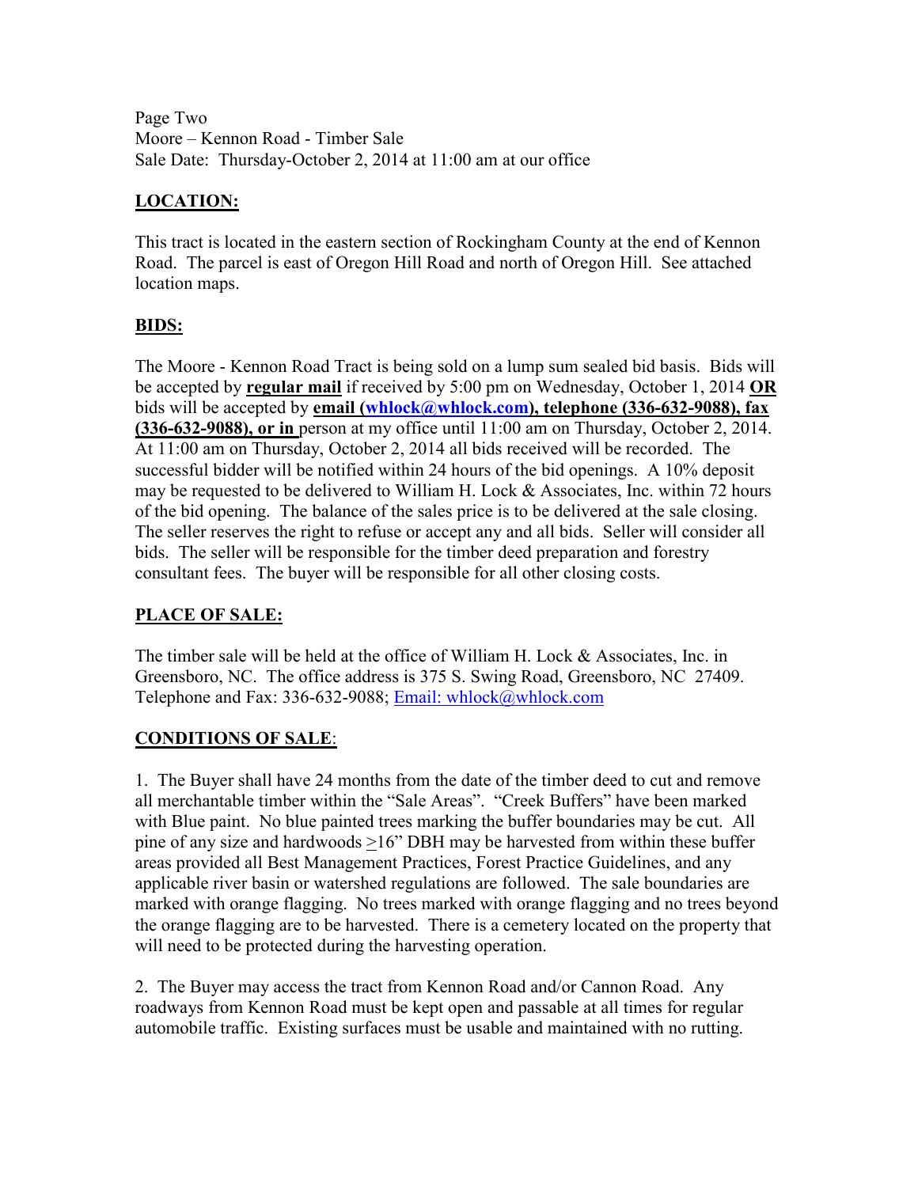Page Two
Moore – Kennon Road - Timber Sale
Sale Date: Thursday-October 2, 2014 at 11:00 am at our office

## LOCATION:

This tract is located in the eastern section of Rockingham County at the end of Kennon Road. The parcel is east of Oregon Hill Road and north of Oregon Hill. See attached location maps.

## BIDS:

The Moore - Kennon Road Tract is being sold on a lump sum sealed bid basis. Bids will be accepted by **regular mail** if received by 5:00 pm on Wednesday, October 1, 2014 **OR** bids will be accepted by **email (whlock@whlock.com), telephone (336-632-9088), fax (336-632-9088), or in** person at my office until 11:00 am on Thursday, October 2, 2014. At 11:00 am on Thursday, October 2, 2014 all bids received will be recorded. The successful bidder will be notified within 24 hours of the bid openings. A 10% deposit may be requested to be delivered to William H. Lock & Associates, Inc. within 72 hours of the bid opening. The balance of the sales price is to be delivered at the sale closing. The seller reserves the right to refuse or accept any and all bids. Seller will consider all bids. The seller will be responsible for the timber deed preparation and forestry consultant fees. The buyer will be responsible for all other closing costs.

## PLACE OF SALE:

The timber sale will be held at the office of William H. Lock & Associates, Inc. in Greensboro, NC. The office address is 375 S. Swing Road, Greensboro, NC 27409. Telephone and Fax: 336-632-9088; Email: whlock@whlock.com

## CONDITIONS OF SALE:

1. The Buyer shall have 24 months from the date of the timber deed to cut and remove all merchantable timber within the "Sale Areas". "Creek Buffers" have been marked with Blue paint. No blue painted trees marking the buffer boundaries may be cut. All pine of any size and hardwoods ≥16" DBH may be harvested from within these buffer areas provided all Best Management Practices, Forest Practice Guidelines, and any applicable river basin or watershed regulations are followed. The sale boundaries are marked with orange flagging. No trees marked with orange flagging and no trees beyond the orange flagging are to be harvested. There is a cemetery located on the property that will need to be protected during the harvesting operation.

2. The Buyer may access the tract from Kennon Road and/or Cannon Road. Any roadways from Kennon Road must be kept open and passable at all times for regular automobile traffic. Existing surfaces must be usable and maintained with no rutting.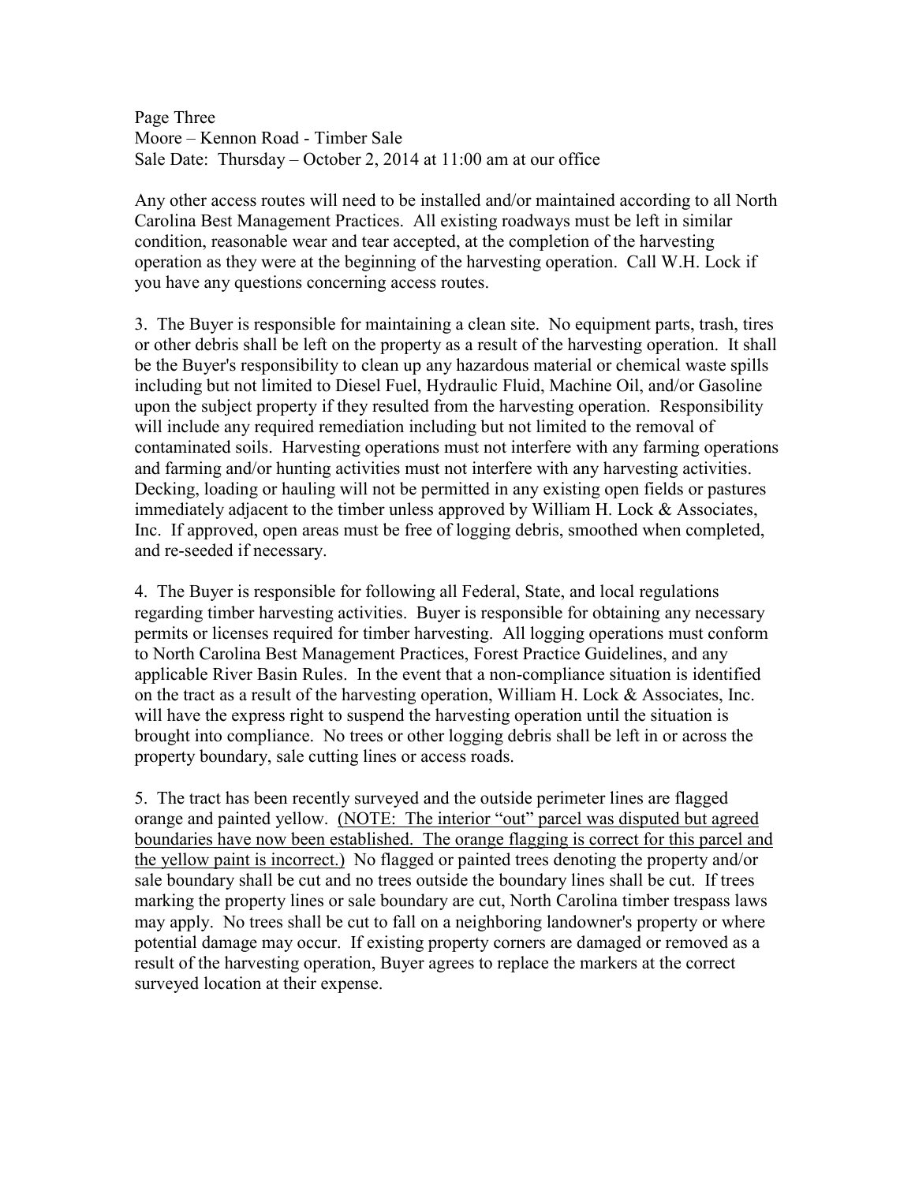Any other access routes will need to be installed and/or maintained according to all North Carolina Best Management Practices. All existing roadways must be left in similar condition, reasonable wear and tear accepted, at the completion of the harvesting operation as they were at the beginning of the harvesting operation. Call W.H. Lock if you have any questions concerning access routes.

3. The Buyer is responsible for maintaining a clean site. No equipment parts, trash, tires or other debris shall be left on the property as a result of the harvesting operation. It shall be the Buyer's responsibility to clean up any hazardous material or chemical waste spills including but not limited to Diesel Fuel, Hydraulic Fluid, Machine Oil, and/or Gasoline upon the subject property if they resulted from the harvesting operation. Responsibility will include any required remediation including but not limited to the removal of contaminated soils. Harvesting operations must not interfere with any farming operations and farming and/or hunting activities must not interfere with any harvesting activities. Decking, loading or hauling will not be permitted in any existing open fields or pastures immediately adjacent to the timber unless approved by William H. Lock & Associates, Inc. If approved, open areas must be free of logging debris, smoothed when completed, and re-seeded if necessary.

4. The Buyer is responsible for following all Federal, State, and local regulations regarding timber harvesting activities. Buyer is responsible for obtaining any necessary permits or licenses required for timber harvesting. All logging operations must conform to North Carolina Best Management Practices, Forest Practice Guidelines, and any applicable River Basin Rules. In the event that a non-compliance situation is identified on the tract as a result of the harvesting operation, William H. Lock & Associates, Inc. will have the express right to suspend the harvesting operation until the situation is brought into compliance. No trees or other logging debris shall be left in or across the property boundary, sale cutting lines or access roads.

5. The tract has been recently surveyed and the outside perimeter lines are flagged orange and painted yellow. <u>(NOTE: The interior "out" parcel was disputed but agreed boundaries have now been established. The orange flagging is correct for this parcel and the yellow paint is incorrect.)</u> No flagged or painted trees denoting the property and/or sale boundary shall be cut and no trees outside the boundary lines shall be cut. If trees marking the property lines or sale boundary are cut, North Carolina timber trespass laws may apply. No trees shall be cut to fall on a neighboring landowner's property or where potential damage may occur. If existing property corners are damaged or removed as a result of the harvesting operation, Buyer agrees to replace the markers at the correct surveyed location at their expense.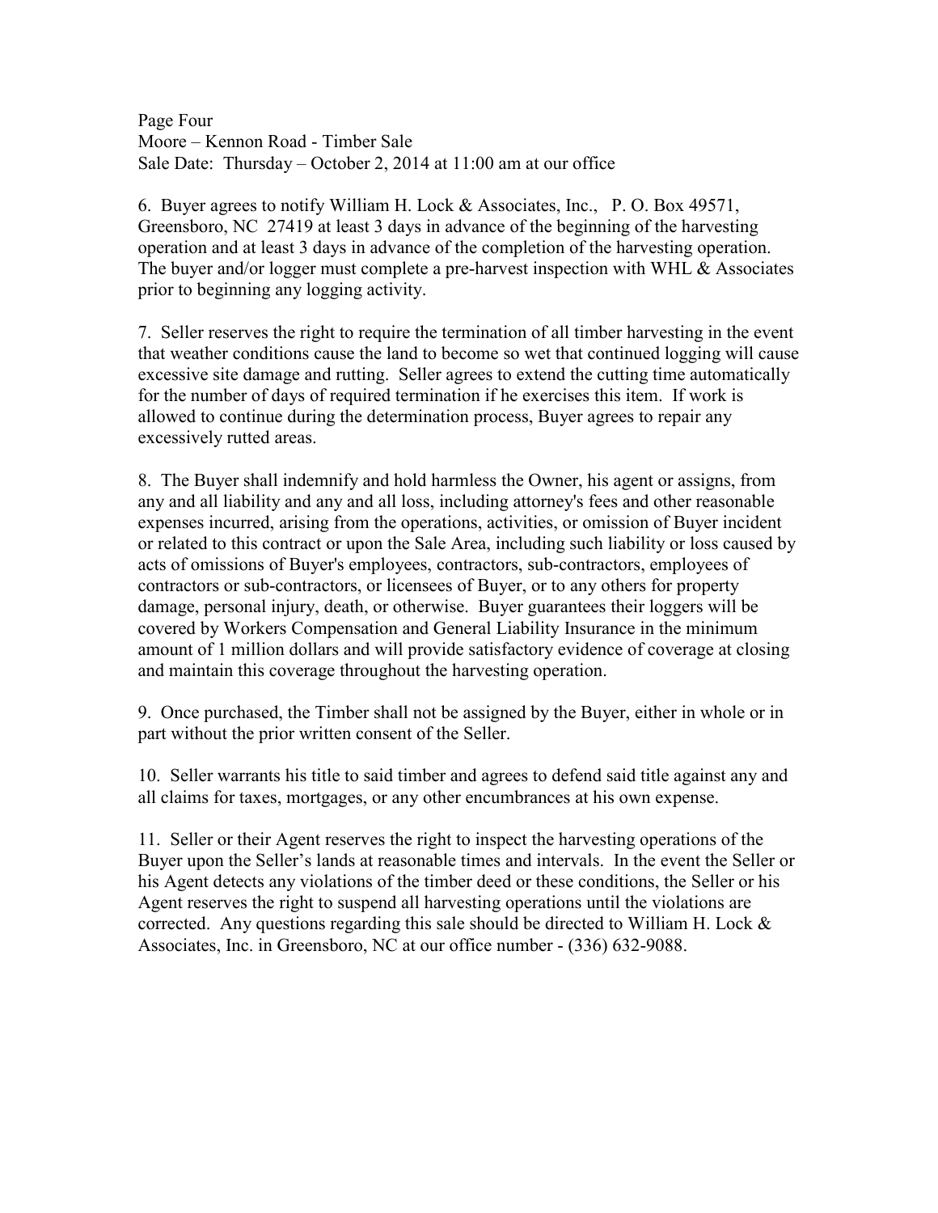6. Buyer agrees to notify William H. Lock & Associates, Inc., P. O. Box 49571, Greensboro, NC 27419 at least 3 days in advance of the beginning of the harvesting operation and at least 3 days in advance of the completion of the harvesting operation. The buyer and/or logger must complete a pre-harvest inspection with WHL & Associates prior to beginning any logging activity.

7. Seller reserves the right to require the termination of all timber harvesting in the event that weather conditions cause the land to become so wet that continued logging will cause excessive site damage and rutting. Seller agrees to extend the cutting time automatically for the number of days of required termination if he exercises this item. If work is allowed to continue during the determination process, Buyer agrees to repair any excessively rutted areas.

8. The Buyer shall indemnify and hold harmless the Owner, his agent or assigns, from any and all liability and any and all loss, including attorney's fees and other reasonable expenses incurred, arising from the operations, activities, or omission of Buyer incident or related to this contract or upon the Sale Area, including such liability or loss caused by acts of omissions of Buyer's employees, contractors, sub-contractors, employees of contractors or sub-contractors, or licensees of Buyer, or to any others for property damage, personal injury, death, or otherwise. Buyer guarantees their loggers will be covered by Workers Compensation and General Liability Insurance in the minimum amount of 1 million dollars and will provide satisfactory evidence of coverage at closing and maintain this coverage throughout the harvesting operation.

9. Once purchased, the Timber shall not be assigned by the Buyer, either in whole or in part without the prior written consent of the Seller.

10. Seller warrants his title to said timber and agrees to defend said title against any and all claims for taxes, mortgages, or any other encumbrances at his own expense.

11. Seller or their Agent reserves the right to inspect the harvesting operations of the Buyer upon the Seller's lands at reasonable times and intervals. In the event the Seller or his Agent detects any violations of the timber deed or these conditions, the Seller or his Agent reserves the right to suspend all harvesting operations until the violations are corrected. Any questions regarding this sale should be directed to William H. Lock & Associates, Inc. in Greensboro, NC at our office number - (336) 632-9088.